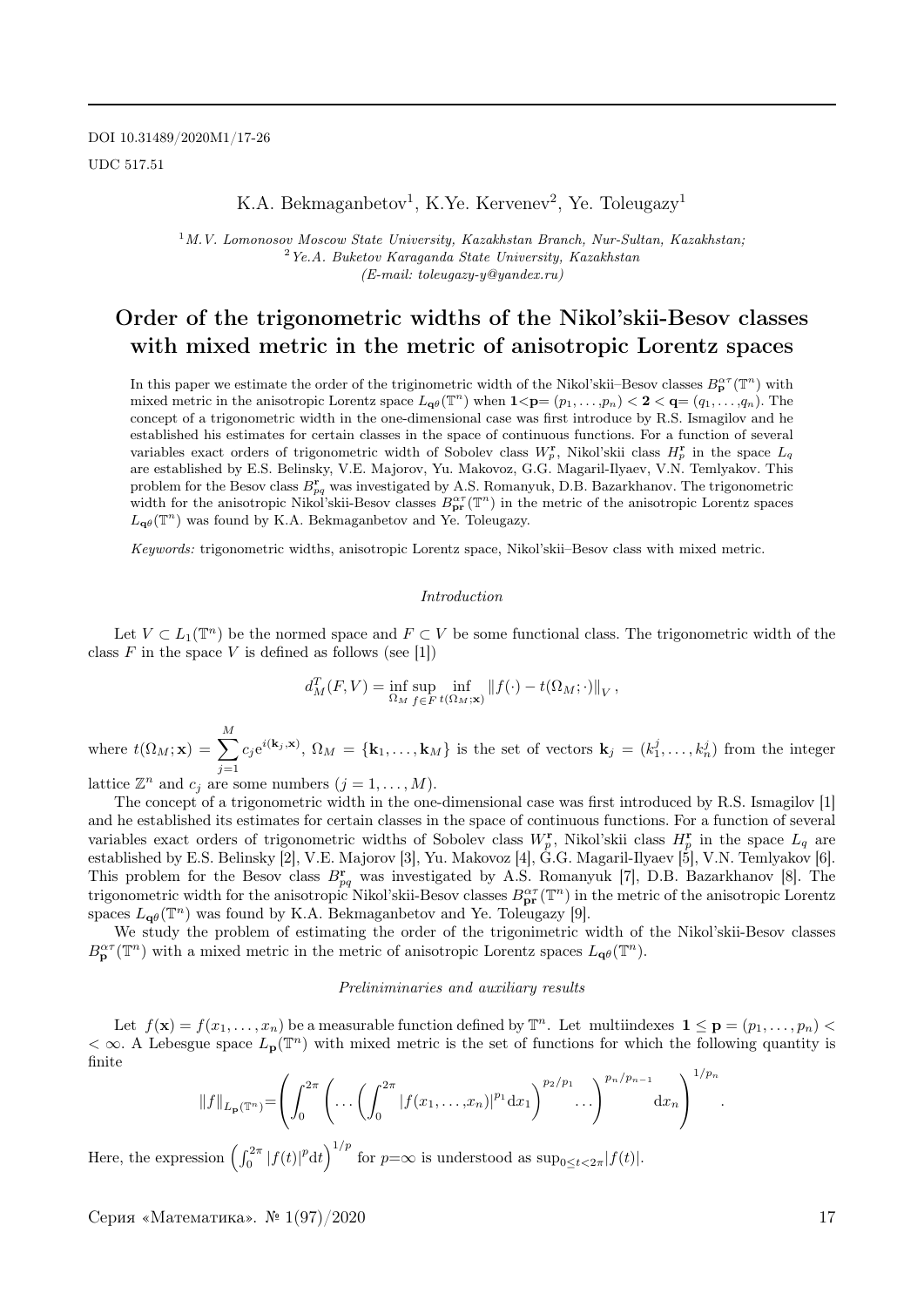DOI 10.31489/2020M1/17-26

UDC 517.51

K.A. Bekmaganbetov[1], K.Ye. Kervenev[2], Ye. Toleugazy[1]

[1] *M.V. Lomonosov Moscow State University, Kazakhstan Branch, Nur-Sultan, Kazakhstan;*
[2] *Ye.A. Buketov Karaganda State University, Kazakhstan*
*(E-mail: toleugazy-y@yandex.ru)*

# Order of the trigonometric widths of the Nikol'skii-Besov classes with mixed metric in the metric of anisotropic Lorentz spaces

In this paper we estimate the order of the triginometric width of the Nikol'skii–Besov classes $B^{\alpha\tau}_{\mathbf{p}}(\mathbb{T}^n)$ with mixed metric in the anisotropic Lorentz space $L_{\mathbf{q}\theta}(\mathbb{T}^n)$ when $\mathbf{1}<\mathbf{p}=(p_1,\dots,p_n)<\mathbf{2}<\mathbf{q}=(q_1,\dots,q_n)$. The concept of a trigonometric width in the one-dimensional case was first introduce by R.S. Ismagilov and he established his estimates for certain classes in the space of continuous functions. For a function of several variables exact orders of trigonometric width of Sobolev class $W^{\mathbf{r}}_p$, Nikol'skii class $H^{\mathbf{r}}_p$ in the space $L_q$ are established by E.S. Belinsky, V.E. Majorov, Yu. Makovoz, G.G. Magaril-Ilyaev, V.N. Temlyakov. This problem for the Besov class $B^{\mathbf{r}}_{pq}$ was investigated by A.S. Romanyuk, D.B. Bazarkhanov. The trigonometric width for the anisotropic Nikol'skii-Besov classes $B^{\alpha\tau}_{\mathbf{pr}}(\mathbb{T}^n)$ in the metric of the anisotropic Lorentz spaces $L_{\mathbf{q}\theta}(\mathbb{T}^n)$ was found by K.A. Bekmaganbetov and Ye. Toleugazy.

*Keywords:* trigonometric widths, anisotropic Lorentz space, Nikol'skii–Besov class with mixed metric.

## *Introduction*

Let $V\subset L_1(\mathbb{T}^n)$ be the normed space and $F\subset V$ be some functional class. The trigonometric width of the class $F$ in the space $V$ is defined as follows (see [1])

$$d^T_M(F,V)=\inf_{\Omega_M}\sup_{f\in F}\inf_{t(\Omega_M;\mathbf{x})}\|f(\cdot)-t(\Omega_M;\cdot)\|_V\,,$$

where $t(\Omega_M;\mathbf{x})=\sum\limits_{j=1}^{M}c_j e^{i(\mathbf{k}_j,\mathbf{x})}$, $\Omega_M=\{\mathbf{k}_1,\dots,\mathbf{k}_M\}$ is the set of vectors $\mathbf{k}_j=(k^j_1,\dots,k^j_n)$ from the integer lattice $\mathbb{Z}^n$ and $c_j$ are some numbers $(j=1,\dots,M)$.

The concept of a trigonometric width in the one-dimensional case was first introduced by R.S. Ismagilov [1] and he established its estimates for certain classes in the space of continuous functions. For a function of several variables exact orders of trigonometric widths of Sobolev class $W^{\mathbf{r}}_p$, Nikol'skii class $H^{\mathbf{r}}_p$ in the space $L_q$ are established by E.S. Belinsky [2], V.E. Majorov [3], Yu. Makovoz [4], G.G. Magaril-Ilyaev [5], V.N. Temlyakov [6]. This problem for the Besov class $B^{\mathbf{r}}_{pq}$ was investigated by A.S. Romanyuk [7], D.B. Bazarkhanov [8]. The trigonometric width for the anisotropic Nikol'skii-Besov classes $B^{\alpha\tau}_{\mathbf{pr}}(\mathbb{T}^n)$ in the metric of the anisotropic Lorentz spaces $L_{\mathbf{q}\theta}(\mathbb{T}^n)$ was found by K.A. Bekmaganbetov and Ye. Toleugazy [9].

We study the problem of estimating the order of the trigonimetric width of the Nikol'skii-Besov classes $B^{\alpha\tau}_{\mathbf{p}}(\mathbb{T}^n)$ with a mixed metric in the metric of anisotropic Lorentz spaces $L_{\mathbf{q}\theta}(\mathbb{T}^n)$.

## *Preliniminaries and auxiliary results*

Let $f(\mathbf{x})=f(x_1,\dots,x_n)$ be a measurable function defined by $\mathbb{T}^n$. Let multiindexes $\mathbf{1}\le\mathbf{p}=(p_1,\dots,p_n)<\infty$. A Lebesgue space $L_{\mathbf{p}}(\mathbb{T}^n)$ with mixed metric is the set of functions for which the following quantity is finite

$$\|f\|_{L_{\mathbf{p}}(\mathbb{T}^n)}=\left(\int_0^{2\pi}\left(\dots\left(\int_0^{2\pi}|f(x_1,\dots,x_n)|^{p_1}\mathrm{d}x_1\right)^{p_2/p_1}\dots\right)^{p_n/p_{n-1}}\mathrm{d}x_n\right)^{1/p_n}.$$

Here, the expression $\left(\int_0^{2\pi}|f(t)|^p\mathrm{d}t\right)^{1/p}$ for $p{=}\infty$ is understood as $\sup_{0\le t<2\pi}|f(t)|$.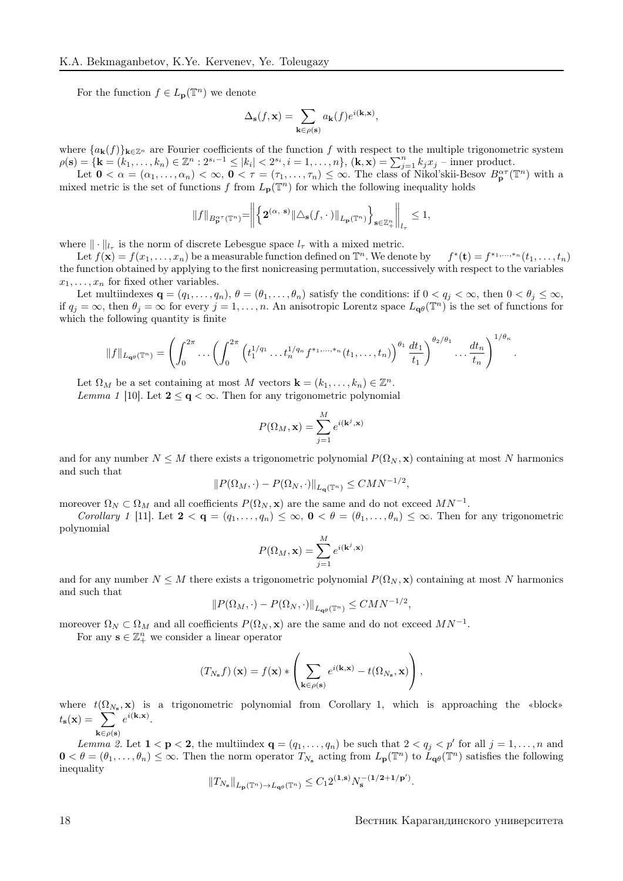For the function $f \in L_{\mathbf{p}}(\mathbb{T}^n)$ we denote

$$\Delta_{\mathbf{s}}(f, \mathbf{x}) = \sum_{\mathbf{k} \in \rho(\mathbf{s})} a_{\mathbf{k}}(f) e^{i(\mathbf{k}, \mathbf{x})},$$

where $\{a_{\mathbf{k}}(f)\}_{\mathbf{k} \in \mathbb{Z}^n}$ are Fourier coefficients of the function $f$ with respect to the multiple trigonometric system $\rho(\mathbf{s}) = \{\mathbf{k} = (k_1, \dots, k_n) \in \mathbb{Z}^n : 2^{s_i - 1} \leq |k_i| < 2^{s_i}, i = 1, \dots, n\}$, $(\mathbf{k}, \mathbf{x}) = \sum_{j=1}^{n} k_j x_j$ – inner product.

Let $\mathbf{0} < \alpha = (\alpha_1, \dots, \alpha_n) < \infty$, $\mathbf{0} < \tau = (\tau_1, \dots, \tau_n) \leq \infty$. The class of Nikol'skii-Besov $B_{\mathbf{p}}^{\alpha\tau}(\mathbb{T}^n)$ with a mixed metric is the set of functions $f$ from $L_{\mathbf{p}}(\mathbb{T}^n)$ for which the following inequality holds

$$\|f\|_{B_{\mathbf{p}}^{\alpha\tau}(\mathbb{T}^n)} = \left\| \left\{ \mathbf{2}^{(\alpha,\ \mathbf{s})} \|\triangle_{\mathbf{s}}(f, \cdot)\|_{L_{\mathbf{p}}(\mathbb{T}^n)} \right\}_{\mathbf{s} \in \mathbb{Z}_+^n} \right\|_{l_{\tau}} \leq 1,$$

where $\| \cdot \|_{l_\tau}$ is the norm of discrete Lebesgue space $l_\tau$ with a mixed metric.

Let $f(\mathbf{x}) = f(x_1, \dots, x_n)$ be a measurable function defined on $\mathbb{T}^n$. We denote by $f^*(\mathbf{t}) = f^{*_1, \dots, *_n}(t_1, \dots, t_n)$ the function obtained by applying to the first nonicreasing permutation, successively with respect to the variables $x_1, \dots, x_n$ for fixed other variables.

Let multiindexes $\mathbf{q} = (q_1, \dots, q_n)$, $\theta = (\theta_1, \dots, \theta_n)$ satisfy the conditions: if $0 < q_j < \infty$, then $0 < \theta_j \leq \infty$, if $q_j = \infty$, then $\theta_j = \infty$ for every $j = 1, \dots, n$. An anisotropic Lorentz space $L_{\mathbf{q}\theta}(\mathbb{T}^n)$ is the set of functions for which the following quantity is finite

$$\|f\|_{L_{\mathbf{q}\theta}(\mathbb{T}^n)} = \left( \int_0^{2\pi} \dots \left( \int_0^{2\pi} \left( t_1^{1/q_1} \dots t_n^{1/q_n} f^{*_1, \dots, *_n}(t_1, \dots, t_n) \right)^{\theta_1} \frac{dt_1}{t_1} \right)^{\theta_2/\theta_1} \dots \frac{dt_n}{t_n} \right)^{1/\theta_n}.$$

Let $\Omega_M$ be a set containing at most $M$ vectors $\mathbf{k} = (k_1, \dots, k_n) \in \mathbb{Z}^n$.

*Lemma 1* [10]. Let $\mathbf{2} \leq \mathbf{q} < \infty$. Then for any trigonometric polynomial

$$P(\Omega_M, \mathbf{x}) = \sum_{j=1}^{M} e^{i(\mathbf{k}^j, \mathbf{x})}$$

and for any number $N \leq M$ there exists a trigonometric polynomial $P(\Omega_N, \mathbf{x})$ containing at most $N$ harmonics and such that

$$\|P(\Omega_M, \cdot) - P(\Omega_N, \cdot)\|_{L_{\mathbf{q}}(\mathbb{T}^n)} \leq CMN^{-1/2},$$

moreover $\Omega_N \subset \Omega_M$ and all coefficients $P(\Omega_N, \mathbf{x})$ are the same and do not exceed $MN^{-1}$.

*Corollary 1* [11]. Let $\mathbf{2} < \mathbf{q} = (q_1, \dots, q_n) \leq \infty$, $\mathbf{0} < \theta = (\theta_1, \dots, \theta_n) \leq \infty$. Then for any trigonometric polynomial

$$P(\Omega_M, \mathbf{x}) = \sum_{j=1}^{M} e^{i(\mathbf{k}^j, \mathbf{x})}$$

and for any number $N \leq M$ there exists a trigonometric polynomial $P(\Omega_N, \mathbf{x})$ containing at most $N$ harmonics and such that

$$\|P(\Omega_M, \cdot) - P(\Omega_N, \cdot)\|_{L_{\mathbf{q}\theta}(\mathbb{T}^n)} \leq CMN^{-1/2},$$

moreover $\Omega_N \subset \Omega_M$ and all coefficients $P(\Omega_N, \mathbf{x})$ are the same and do not exceed $MN^{-1}$.

For any $\mathbf{s} \in \mathbb{Z}_+^n$ we consider a linear operator

$$\left(T_{N_{\mathbf{s}}} f\right)(\mathbf{x}) = f(\mathbf{x}) * \left( \sum_{\mathbf{k} \in \rho(\mathbf{s})} e^{i(\mathbf{k}, \mathbf{x})} - t(\Omega_{N_{\mathbf{s}}}, \mathbf{x}) \right),$$

where $t(\Omega_{N_{\mathbf{s}}}, \mathbf{x})$ is a trigonometric polynomial from Corollary 1, which is approaching the «block» $t_{\mathbf{s}}(\mathbf{x}) = \sum_{\mathbf{k} \in \rho(\mathbf{s})} e^{i(\mathbf{k}, \mathbf{x})}$.

*Lemma 2.* Let $\mathbf{1} < \mathbf{p} < \mathbf{2}$, the multiindex $\mathbf{q} = (q_1, \dots, q_n)$ be such that $2 < q_j < p'$ for all $j = 1, \dots, n$ and $\mathbf{0} < \theta = (\theta_1, \dots, \theta_n) \leq \infty$. Then the norm operator $T_{N_{\mathbf{s}}}$ acting from $L_{\mathbf{p}}(\mathbb{T}^n)$ to $L_{\mathbf{q}\theta}(\mathbb{T}^n)$ satisfies the following inequality

$$\|T_{N_{\mathbf{s}}}\|_{L_{\mathbf{p}}(\mathbb{T}^n) \to L_{\mathbf{q}\theta}(\mathbb{T}^n)} \leq C_1 2^{(\mathbf{1}, \mathbf{s})} N_{\mathbf{s}}^{-(\mathbf{1/2} + \mathbf{1/p'})}.$$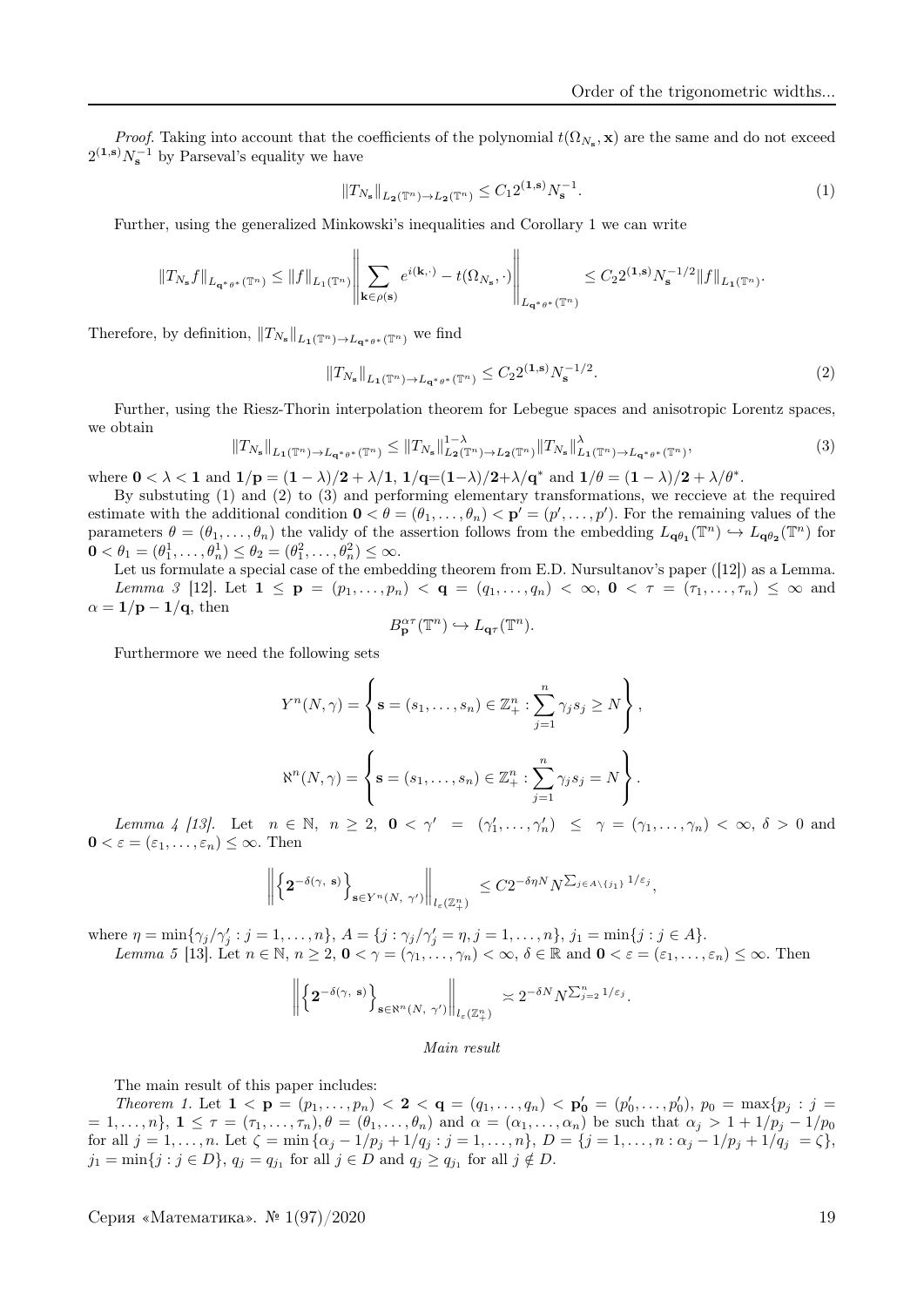*Proof.* Taking into account that the coefficients of the polynomial $t(\Omega_{N_{\mathbf{s}}}, \mathbf{x})$ are the same and do not exceed $2^{(\mathbf{1},\mathbf{s})}N_{\mathbf{s}}^{-1}$ by Parseval's equality we have

$$\|T_{N_{\mathbf{s}}}\|_{L_{\mathbf{2}}(\mathbb{T}^n)\to L_{\mathbf{2}}(\mathbb{T}^n)} \le C_1 2^{(\mathbf{1},\mathbf{s})} N_{\mathbf{s}}^{-1}. \tag{1}$$

Further, using the generalized Minkowski's inequalities and Corollary 1 we can write

$$\|T_{N_{\mathbf{s}}}f\|_{L_{\mathbf{q}^*\theta^*}(\mathbb{T}^n)} \le \|f\|_{L_1(\mathbb{T}^n)} \left\| \sum_{\mathbf{k}\in\rho(\mathbf{s})} e^{i(\mathbf{k},\cdot)} - t(\Omega_{N_{\mathbf{s}}},\cdot) \right\|_{L_{\mathbf{q}^*\theta^*}(\mathbb{T}^n)} \le C_2 2^{(\mathbf{1},\mathbf{s})} N_{\mathbf{s}}^{-1/2} \|f\|_{L_{\mathbf{1}}(\mathbb{T}^n)}.$$

Therefore, by definition, $\|T_{N_{\mathbf{s}}}\|_{L_{\mathbf{1}}(\mathbb{T}^n)\to L_{\mathbf{q}^*\theta^*}(\mathbb{T}^n)}$ we find

$$\|T_{N_{\mathbf{s}}}\|_{L_{\mathbf{1}}(\mathbb{T}^n)\to L_{\mathbf{q}^*\theta^*}(\mathbb{T}^n)} \le C_2 2^{(\mathbf{1},\mathbf{s})} N_{\mathbf{s}}^{-1/2}. \tag{2}$$

Further, using the Riesz-Thorin interpolation theorem for Lebegue spaces and anisotropic Lorentz spaces, we obtain

$$\|T_{N_{\mathbf{s}}}\|_{L_{\mathbf{1}}(\mathbb{T}^n)\to L_{\mathbf{q}^*\theta^*}(\mathbb{T}^n)} \le \|T_{N_{\mathbf{s}}}\|^{1-\lambda}_{L_{\mathbf{2}}(\mathbb{T}^n)\to L_{\mathbf{2}}(\mathbb{T}^n)} \|T_{N_{\mathbf{s}}}\|^{\lambda}_{L_{\mathbf{1}}(\mathbb{T}^n)\to L_{\mathbf{q}^*\theta^*}(\mathbb{T}^n)}, \tag{3}$$

where $\mathbf{0} < \lambda < \mathbf{1}$ and $\mathbf{1}/\mathbf{p} = (\mathbf{1}-\lambda)/\mathbf{2} + \lambda/\mathbf{1}$, $\mathbf{1}/\mathbf{q} = (\mathbf{1}-\lambda)/\mathbf{2} + \lambda/\mathbf{q}^*$ and $\mathbf{1}/\theta = (\mathbf{1}-\lambda)/\mathbf{2} + \lambda/\theta^*$.

By substuting (1) and (2) to (3) and performing elementary transformations, we reccieve at the required estimate with the additional condition $\mathbf{0} < \theta = (\theta_1, \ldots, \theta_n) < \mathbf{p}' = (p', \ldots, p')$. For the remaining values of the parameters $\theta = (\theta_1, \ldots, \theta_n)$ the validy of the assertion follows from the embedding $L_{\mathbf{q}\theta_{\mathbf{1}}}(\mathbb{T}^n) \hookrightarrow L_{\mathbf{q}\theta_{\mathbf{2}}}(\mathbb{T}^n)$ for $\mathbf{0} < \theta_1 = (\theta_1^1, \ldots, \theta_n^1) \le \theta_2 = (\theta_1^2, \ldots, \theta_n^2) \le \infty$.

Let us formulate a special case of the embedding theorem from E.D. Nursultanov's paper ([12]) as a Lemma.

*Lemma 3* [12]. Let $\mathbf{1} \le \mathbf{p} = (p_1, \ldots, p_n) < \mathbf{q} = (q_1, \ldots, q_n) < \infty$, $\mathbf{0} < \tau = (\tau_1, \ldots, \tau_n) \le \infty$ and $\alpha = \mathbf{1}/\mathbf{p} - \mathbf{1}/\mathbf{q}$, then

$$B^{\alpha\tau}_{\mathbf{p}}(\mathbb{T}^n) \hookrightarrow L_{\mathbf{q}\tau}(\mathbb{T}^n).$$

Furthermore we need the following sets

$$Y^n(N,\gamma) = \left\{ \mathbf{s} = (s_1, \ldots, s_n) \in \mathbb{Z}^n_+ : \sum_{j=1}^n \gamma_j s_j \ge N \right\},$$

$$\aleph^n(N,\gamma) = \left\{ \mathbf{s} = (s_1, \ldots, s_n) \in \mathbb{Z}^n_+ : \sum_{j=1}^n \gamma_j s_j = N \right\}.$$

*Lemma 4 [13].* Let $n \in \mathbb{N}$, $n \ge 2$, $\mathbf{0} < \gamma' = (\gamma_1', \ldots, \gamma_n') \le \gamma = (\gamma_1, \ldots, \gamma_n) < \infty$, $\delta > 0$ and $\mathbf{0} < \varepsilon = (\varepsilon_1, \ldots, \varepsilon_n) \le \infty$. Then

$$\left\| \left\{ \mathbf{2}^{-\delta(\gamma,\ \mathbf{s})} \right\}_{\mathbf{s}\in Y^n(N,\ \gamma')} \right\|_{l_\varepsilon(\mathbb{Z}^n_+)} \le C 2^{-\delta\eta N} N^{\sum_{j\in A\setminus\{j_1\}} 1/\varepsilon_j},$$

where $\eta = \min\{\gamma_j/\gamma_j' : j = 1, \ldots, n\}$, $A = \{j : \gamma_j/\gamma_j' = \eta, j = 1, \ldots, n\}$, $j_1 = \min\{j : j \in A\}$.

*Lemma 5* [13]. Let $n \in \mathbb{N}$, $n \ge 2$, $\mathbf{0} < \gamma = (\gamma_1, \ldots, \gamma_n) < \infty$, $\delta \in \mathbb{R}$ and $\mathbf{0} < \varepsilon = (\varepsilon_1, \ldots, \varepsilon_n) \le \infty$. Then

$$\left\| \left\{ \mathbf{2}^{-\delta(\gamma,\ \mathbf{s})} \right\}_{\mathbf{s}\in\aleph^n(N,\ \gamma')} \right\|_{l_\varepsilon(\mathbb{Z}^n_+)} \asymp 2^{-\delta N} N^{\sum_{j=2}^n 1/\varepsilon_j}.$$

*Main result*

The main result of this paper includes:

*Theorem 1.* Let $\mathbf{1} < \mathbf{p} = (p_1, \ldots, p_n) < \mathbf{2} < \mathbf{q} = (q_1, \ldots, q_n) < \mathbf{p_0'} = (p_0', \ldots, p_0')$, $p_0 = \max\{p_j : j = 1, \ldots, n\}$, $\mathbf{1} \le \tau = (\tau_1, \ldots, \tau_n)$, $\theta = (\theta_1, \ldots, \theta_n)$ and $\alpha = (\alpha_1, \ldots, \alpha_n)$ be such that $\alpha_j > 1 + 1/p_j - 1/p_0$ for all $j = 1, \ldots, n$. Let $\zeta = \min\{\alpha_j - 1/p_j + 1/q_j : j = 1, \ldots, n\}$, $D = \{j = 1, \ldots, n : \alpha_j - 1/p_j + 1/q_j = \zeta\}$, $j_1 = \min\{j : j \in D\}$, $q_j = q_{j_1}$ for all $j \in D$ and $q_j \ge q_{j_1}$ for all $j \notin D$.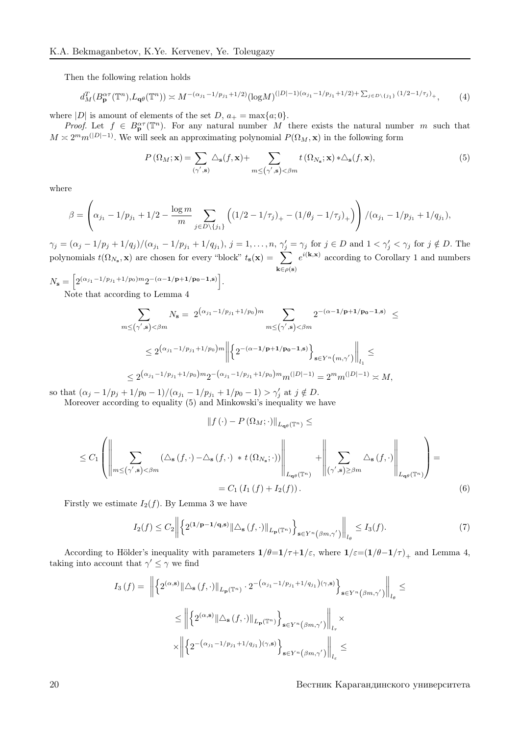Then the following relation holds

$$d_M^T(B_{\mathbf{p}}^{\alpha\tau}(\mathbb{T}^n),L_{\mathbf{q}\theta}(\mathbb{T}^n)) \asymp M^{-(\alpha_{j_1}-1/p_{j_1}+1/2)}(\log M)^{(|D|-1)(\alpha_{j_1}-1/p_{j_1}+1/2)+\sum_{j\in D\setminus\{j_1\}}(1/2-1/\tau_j)_+}, \tag{4}$$

where $|D|$ is amount of elements of the set $D$, $a_+ = \max\{a; 0\}$.

*Proof.* Let $f \in B_{\mathbf{p}}^{\alpha\tau}(\mathbb{T}^n)$. For any natural number $M$ there exists the natural number $m$ such that $M \asymp 2^m m^{(|D|-1)}$. We will seek an approximating polynomial $P(\Omega_M, \mathbf{x})$ in the following form

$$P(\Omega_M; \mathbf{x}) = \sum_{(\gamma', \mathbf{s})} \triangle_{\mathbf{s}}(f, \mathbf{x}) + \sum_{m \le (\gamma', \mathbf{s}) < \beta m} t(\Omega_{N_{\mathbf{s}}}; \mathbf{x}) * \triangle_{\mathbf{s}}(f, \mathbf{x}), \tag{5}$$

where

$$\beta = \left(\alpha_{j_1} - 1/p_{j_1} + 1/2 - \frac{\log m}{m} \sum_{j \in D\setminus\{j_1\}} \left((1/2 - 1/\tau_j)_+ - (1/\theta_j - 1/\tau_j)_+\right)\right) / (\alpha_{j_1} - 1/p_{j_1} + 1/q_{j_1}),$$

$\gamma_j = (\alpha_j - 1/p_j + 1/q_j)/(\alpha_{j_1} - 1/p_{j_1} + 1/q_{j_1})$, $j = 1, \dots, n$, $\gamma_j' = \gamma_j$ for $j \in D$ and $1 < \gamma_j' < \gamma_j$ for $j \notin D$. The polynomials $t(\Omega_{N_{\mathbf{s}}}, \mathbf{x})$ are chosen for every "block" $t_{\mathbf{s}}(\mathbf{x}) = \sum_{\mathbf{k} \in \rho(\mathbf{s})} e^{i(\mathbf{k},\mathbf{x})}$ according to Corollary 1 and numbers $N_{\mathbf{s}} = \left[2^{(\alpha_{j_1}-1/p_{j_1}+1/p_0)m} 2^{-(\alpha - \mathbf{1/p} + \mathbf{1/p_0} - \mathbf{1}, \mathbf{s})}\right]$.

Note that according to Lemma 4

$$\sum_{m \le (\gamma', \mathbf{s}) < \beta m} N_{\mathbf{s}} = 2^{(\alpha_{j_1}-1/p_{j_1}+1/p_0)m} \sum_{m \le (\gamma', \mathbf{s}) < \beta m} 2^{-(\alpha - \mathbf{1/p} + \mathbf{1/p_0} - \mathbf{1}, \mathbf{s})} \le$$

$$\le 2^{(\alpha_{j_1}-1/p_{j_1}+1/p_0)m} \left\| \left\{ 2^{-(\alpha - \mathbf{1/p} + \mathbf{1/p_0} - \mathbf{1}, \mathbf{s})} \right\}_{\mathbf{s} \in Y^n(m, \gamma')} \right\|_{l_1} \le$$

$$\le 2^{(\alpha_{j_1}-1/p_{j_1}+1/p_0)m} 2^{-(\alpha_{j_1}-1/p_{j_1}+1/p_0)m} m^{(|D|-1)} = 2^m m^{(|D|-1)} \asymp M,$$

so that $(\alpha_j - 1/p_j + 1/p_0 - 1)/(\alpha_{j_1} - 1/p_{j_1} + 1/p_0 - 1) > \gamma_j'$ at $j \notin D$.

Moreover according to equality (5) and Minkowski's inequality we have

$$\|f(\cdot) - P(\Omega_M; \cdot)\|_{L_{\mathbf{q}\theta}(\mathbb{T}^n)} \le$$

$$\le C_1 \left( \left\| \sum_{m \le (\gamma', \mathbf{s}) < \beta m} (\triangle_{\mathbf{s}}(f, \cdot) - \triangle_{\mathbf{s}}(f, \cdot) * t(\Omega_{N_{\mathbf{s}}}; \cdot)) \right\|_{L_{\mathbf{q}\theta}(\mathbb{T}^n)} + \left\| \sum_{(\gamma', \mathbf{s}) \ge \beta m} \triangle_{\mathbf{s}}(f, \cdot) \right\|_{L_{\mathbf{q}\theta}(\mathbb{T}^n)} \right) =$$

$$= C_1 (I_1(f) + I_2(f)). \tag{6}$$

Firstly we estimate $I_2(f)$. By Lemma 3 we have

$$I_2(f) \le C_2 \left\| \left\{ 2^{(\mathbf{1/p} - \mathbf{1/q}, \mathbf{s})} \|\triangle_{\mathbf{s}}(f, \cdot)\|_{L_{\mathbf{p}}(\mathbb{T}^n)} \right\}_{\mathbf{s} \in Y^n(\beta m, \gamma')} \right\|_{l_\theta} \le I_3(f). \tag{7}$$

According to Hölder's inequality with parameters $\mathbf{1/\theta} = \mathbf{1/\tau} + \mathbf{1/\varepsilon}$, where $\mathbf{1/\varepsilon} = (\mathbf{1/\theta} - \mathbf{1/\tau})_+$ and Lemma 4, taking into account that $\gamma' \le \gamma$ we find

$$I_3(f) = \left\| \left\{ 2^{(\alpha, \mathbf{s})} \|\triangle_{\mathbf{s}}(f, \cdot)\|_{L_{\mathbf{p}}(\mathbb{T}^n)} \cdot 2^{-(\alpha_{j_1} - 1/p_{j_1} + 1/q_{j_1})(\gamma, \mathbf{s})} \right\}_{\mathbf{s} \in Y^n(\beta m, \gamma')} \right\|_{l_\theta} \le$$

$$\le \left\| \left\{ 2^{(\alpha, \mathbf{s})} \|\triangle_{\mathbf{s}}(f, \cdot)\|_{L_{\mathbf{p}}(\mathbb{T}^n)} \right\}_{\mathbf{s} \in Y^n(\beta m, \gamma')} \right\|_{l_\tau} \times$$

$$\times \left\| \left\{ 2^{-(\alpha_{j_1} - 1/p_{j_1} + 1/q_{j_1})(\gamma, \mathbf{s})} \right\}_{\mathbf{s} \in Y^n(\beta m, \gamma')} \right\|_{l_\varepsilon} \le$$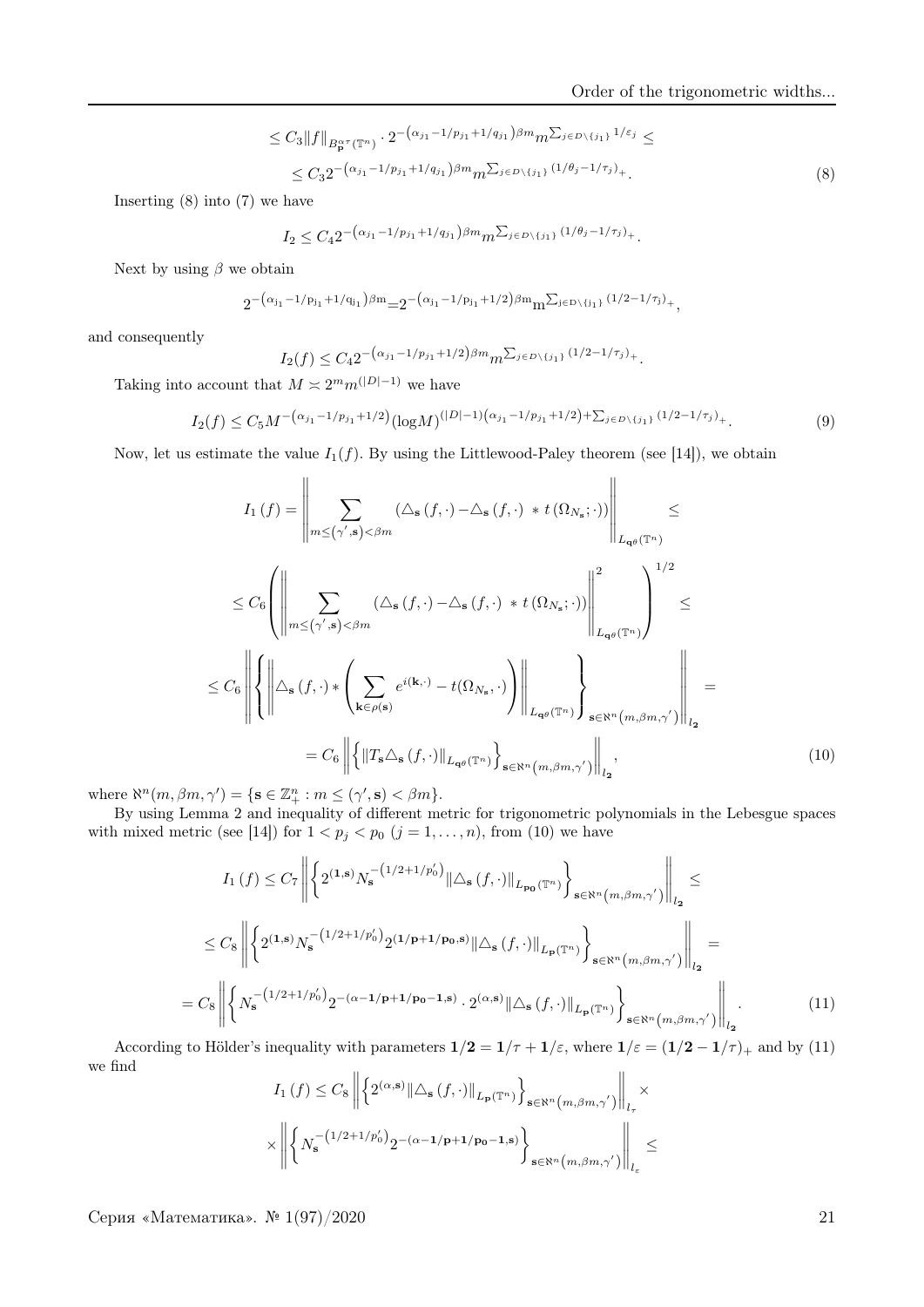$$\leq C_3 \|f\|_{B^{\alpha\tau}_{\mathbf{p}}(\mathbb{T}^n)} \cdot 2^{-\left(\alpha_{j_1}-1/p_{j_1}+1/q_{j_1}\right)\beta m} m^{\sum_{j\in D\setminus\{j_1\}} 1/\varepsilon_j} \leq$$

$$\leq C_3 2^{-\left(\alpha_{j_1}-1/p_{j_1}+1/q_{j_1}\right)\beta m} m^{\sum_{j\in D\setminus\{j_1\}} (1/\theta_j-1/\tau_j)_+}. \tag{8}$$

Inserting (8) into (7) we have

$$I_2 \leq C_4 2^{-\left(\alpha_{j_1}-1/p_{j_1}+1/q_{j_1}\right)\beta m} m^{\sum_{j\in D\setminus\{j_1\}} (1/\theta_j-1/\tau_j)_+}.$$

Next by using $\beta$ we obtain

$$2^{-\left(\alpha_{j_1}-1/p_{j_1}+1/q_{j_1}\right)\beta m} = 2^{-\left(\alpha_{j_1}-1/p_{j_1}+1/2\right)\beta m} m^{\sum_{j\in D\setminus\{j_1\}} (1/2-1/\tau_j)_+},$$

and consequently

$$I_2(f) \leq C_4 2^{-\left(\alpha_{j_1}-1/p_{j_1}+1/2\right)\beta m} m^{\sum_{j\in D\setminus\{j_1\}} (1/2-1/\tau_j)_+}.$$

Taking into account that $M \asymp 2^m m^{(|D|-1)}$ we have

$$I_2(f) \leq C_5 M^{-\left(\alpha_{j_1}-1/p_{j_1}+1/2\right)} (\log M)^{(|D|-1)\left(\alpha_{j_1}-1/p_{j_1}+1/2\right)+\sum_{j\in D\setminus\{j_1\}} (1/2-1/\tau_j)_+}. \tag{9}$$

Now, let us estimate the value $I_1(f)$. By using the Littlewood-Paley theorem (see [14]), we obtain

$$I_1(f) = \left\| \sum_{m \leq (\gamma', \mathbf{s}) < \beta m} \left(\triangle_{\mathbf{s}}(f,\cdot) - \triangle_{\mathbf{s}}(f,\cdot) * t(\Omega_{N_{\mathbf{s}}};\cdot)\right) \right\|_{L_{\mathbf{q}\theta}(\mathbb{T}^n)} \leq$$

$$\leq C_6 \left( \left\| \sum_{m \leq (\gamma', \mathbf{s}) < \beta m} \left(\triangle_{\mathbf{s}}(f,\cdot) - \triangle_{\mathbf{s}}(f,\cdot) * t(\Omega_{N_{\mathbf{s}}};\cdot)\right) \right\|^2_{L_{\mathbf{q}\theta}(\mathbb{T}^n)} \right)^{1/2} \leq$$

$$\leq C_6 \left\| \left\{ \left\| \triangle_{\mathbf{s}}(f,\cdot) * \left( \sum_{\mathbf{k}\in\rho(\mathbf{s})} e^{i(\mathbf{k},\cdot)} - t(\Omega_{N_{\mathbf{s}}},\cdot) \right) \right\|_{L_{\mathbf{q}\theta}(\mathbb{T}^n)} \right\}_{\mathbf{s}\in\aleph^n(m,\beta m,\gamma')} \right\|_{l_2} =$$

$$= C_6 \left\| \left\{ \|T_{\mathbf{s}} \triangle_{\mathbf{s}}(f,\cdot)\|_{L_{\mathbf{q}\theta}(\mathbb{T}^n)} \right\}_{\mathbf{s}\in\aleph^n(m,\beta m,\gamma')} \right\|_{l_2}, \tag{10}$$

where $\aleph^n(m,\beta m,\gamma') = \{\mathbf{s}\in\mathbb{Z}^n_+ : m \leq (\gamma',\mathbf{s}) < \beta m\}$.

By using Lemma 2 and inequality of different metric for trigonometric polynomials in the Lebesgue spaces with mixed metric (see [14]) for $1 < p_j < p_0$ $(j = 1, \ldots, n)$, from (10) we have

$$I_1(f) \leq C_7 \left\| \left\{ 2^{(\mathbf{1},\mathbf{s})} N_{\mathbf{s}}^{-\left(1/2+1/p_0'\right)} \|\triangle_{\mathbf{s}}(f,\cdot)\|_{L_{\mathbf{p_0}}(\mathbb{T}^n)} \right\}_{\mathbf{s}\in\aleph^n(m,\beta m,\gamma')} \right\|_{l_2} \leq$$

$$\leq C_8 \left\| \left\{ 2^{(\mathbf{1},\mathbf{s})} N_{\mathbf{s}}^{-\left(1/2+1/p_0'\right)} 2^{(\mathbf{1/p}+\mathbf{1/p_0},\mathbf{s})} \|\triangle_{\mathbf{s}}(f,\cdot)\|_{L_{\mathbf{p}}(\mathbb{T}^n)} \right\}_{\mathbf{s}\in\aleph^n(m,\beta m,\gamma')} \right\|_{l_2} =$$

$$= C_8 \left\| \left\{ N_{\mathbf{s}}^{-\left(1/2+1/p_0'\right)} 2^{-(\alpha-\mathbf{1/p}+\mathbf{1/p_0}-\mathbf{1},\mathbf{s})} \cdot 2^{(\alpha,\mathbf{s})} \|\triangle_{\mathbf{s}}(f,\cdot)\|_{L_{\mathbf{p}}(\mathbb{T}^n)} \right\}_{\mathbf{s}\in\aleph^n(m,\beta m,\gamma')} \right\|_{l_2}. \tag{11}$$

According to Hölder's inequality with parameters $\mathbf{1/2} = \mathbf{1/\tau} + \mathbf{1/\varepsilon}$, where $\mathbf{1/\varepsilon} = (\mathbf{1/2} - \mathbf{1/\tau})_+$ and by (11) we find

$$I_1(f) \leq C_8 \left\| \left\{ 2^{(\alpha,\mathbf{s})} \|\triangle_{\mathbf{s}}(f,\cdot)\|_{L_{\mathbf{p}}(\mathbb{T}^n)} \right\}_{\mathbf{s}\in\aleph^n(m,\beta m,\gamma')} \right\|_{l_\tau} \times$$

$$\times \left\| \left\{ N_{\mathbf{s}}^{-\left(1/2+1/p_0'\right)} 2^{-(\alpha-\mathbf{1/p}+\mathbf{1/p_0}-\mathbf{1},\mathbf{s})} \right\}_{\mathbf{s}\in\aleph^n(m,\beta m,\gamma')} \right\|_{l_\varepsilon} \leq$$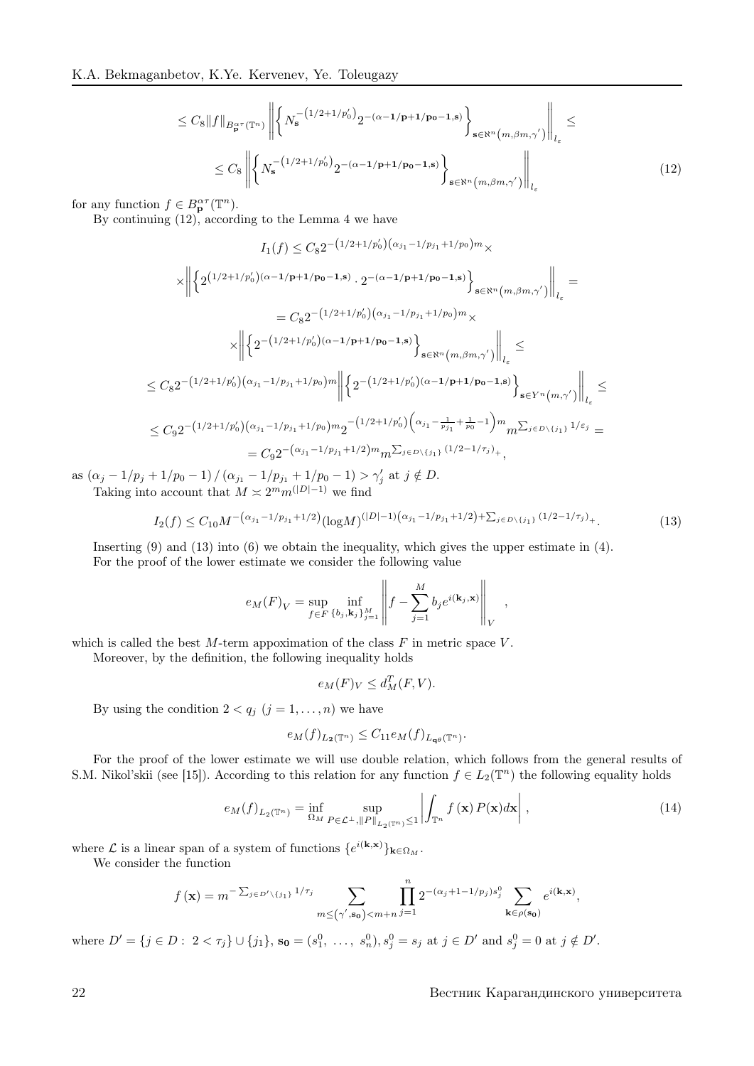$$\leq C_8 \|f\|_{B_{\mathbf{p}}^{\alpha\tau}(\mathbb{T}^n)} \left\| \left\{ N_{\mathbf{s}}^{-\left(1/2+1/p_0'\right)} 2^{-(\alpha-\mathbf{1/p}+\mathbf{1/p_0}-\mathbf{1},\mathbf{s})} \right\}_{\mathbf{s}\in\aleph^n\left(m,\beta m,\gamma'\right)} \right\|_{l_\varepsilon} \leq$$

$$\leq C_8 \left\| \left\{ N_{\mathbf{s}}^{-\left(1/2+1/p_0'\right)} 2^{-(\alpha-\mathbf{1/p}+\mathbf{1/p_0}-\mathbf{1},\mathbf{s})} \right\}_{\mathbf{s}\in\aleph^n\left(m,\beta m,\gamma'\right)} \right\|_{l_\varepsilon} \tag{12}$$

for any function $f \in B_{\mathbf{p}}^{\alpha\tau}(\mathbb{T}^n)$.

By continuing (12), according to the Lemma 4 we have

$$I_1(f) \leq C_8 2^{-\left(1/2+1/p_0'\right)\left(\alpha_{j_1}-1/p_{j_1}+1/p_0\right)m} \times$$

$$\times \left\| \left\{ 2^{\left(1/2+1/p_0'\right)(\alpha-\mathbf{1/p}+\mathbf{1/p_0}-\mathbf{1},\mathbf{s})} \cdot 2^{-(\alpha-\mathbf{1/p}+\mathbf{1/p_0}-\mathbf{1},\mathbf{s})} \right\}_{\mathbf{s}\in\aleph^n\left(m,\beta m,\gamma'\right)} \right\|_{l_\varepsilon} =$$

$$= C_8 2^{-\left(1/2+1/p_0'\right)\left(\alpha_{j_1}-1/p_{j_1}+1/p_0\right)m} \times$$

$$\times \left\| \left\{ 2^{-\left(1/2+1/p_0'\right)(\alpha-\mathbf{1/p}+\mathbf{1/p_0}-\mathbf{1},\mathbf{s})} \right\}_{\mathbf{s}\in\aleph^n\left(m,\beta m,\gamma'\right)} \right\|_{l_\varepsilon} \leq$$

$$\leq C_8 2^{-\left(1/2+1/p_0'\right)\left(\alpha_{j_1}-1/p_{j_1}+1/p_0\right)m} \left\| \left\{ 2^{-\left(1/2+1/p_0'\right)(\alpha-\mathbf{1/p}+\mathbf{1/p_0}-\mathbf{1},\mathbf{s})} \right\}_{\mathbf{s}\in Y^n\left(m,\gamma'\right)} \right\|_{l_\varepsilon} \leq$$

$$\leq C_9 2^{-\left(1/2+1/p_0'\right)\left(\alpha_{j_1}-1/p_{j_1}+1/p_0\right)m} 2^{-\left(1/2+1/p_0'\right)\left(\alpha_{j_1}-\frac{1}{p_{j_1}}+\frac{1}{p_0}-1\right)m} m^{\sum_{j\in D\setminus\{j_1\}} 1/\varepsilon_j} =$$

$$= C_9 2^{-\left(\alpha_{j_1}-1/p_{j_1}+1/2\right)m} m^{\sum_{j\in D\setminus\{j_1\}}(1/2-1/\tau_j)_+},$$

as $\left(\alpha_j - 1/p_j + 1/p_0 - 1\right) / \left(\alpha_{j_1} - 1/p_{j_1} + 1/p_0 - 1\right) > \gamma_j'$ at $j \notin D$.

Taking into account that $M \asymp 2^m m^{(|D|-1)}$ we find

$$I_2(f) \leq C_{10} M^{-\left(\alpha_{j_1}-1/p_{j_1}+1/2\right)} (\log M)^{(|D|-1)\left(\alpha_{j_1}-1/p_{j_1}+1/2\right)+\sum_{j\in D\setminus\{j_1\}}(1/2-1/\tau_j)_+}. \tag{13}$$

Inserting (9) and (13) into (6) we obtain the inequality, which gives the upper estimate in (4).

For the proof of the lower estimate we consider the following value

$$e_M(F)_V = \sup_{f\in F} \inf_{\{b_j,\mathbf{k}_j\}_{j=1}^M} \left\| f - \sum_{j=1}^M b_j e^{i(\mathbf{k}_j,\mathbf{x})} \right\|_V ,$$

which is called the best $M$-term appoximation of the class $F$ in metric space $V$.

Moreover, by the definition, the following inequality holds

$$e_M(F)_V \leq d_M^T(F,V).$$

By using the condition $2 < q_j$ $(j = 1, \ldots, n)$ we have

$$e_M(f)_{L_{\mathbf{2}}(\mathbb{T}^n)} \leq C_{11} e_M(f)_{L_{\mathbf{q}\theta}(\mathbb{T}^n)}.$$

For the proof of the lower estimate we will use double relation, which follows from the general results of S.M. Nikol'skii (see [15]). According to this relation for any function $f \in L_2(\mathbb{T}^n)$ the following equality holds

$$e_M(f)_{L_2(\mathbb{T}^n)} = \inf_{\Omega_M} \sup_{P\in\mathcal{L}^\perp, \|P\|_{L_2(\mathbb{T}^n)}\leq 1} \left| \int_{\mathbb{T}^n} f(\mathbf{x}) P(\mathbf{x}) d\mathbf{x} \right| , \tag{14}$$

where $\mathcal{L}$ is a linear span of a system of functions $\{e^{i(\mathbf{k},\mathbf{x})}\}_{\mathbf{k}\in\Omega_M}$.

We consider the function

$$f(\mathbf{x}) = m^{-\sum_{j\in D'\setminus\{j_1\}} 1/\tau_j} \sum_{m\leq\left(\gamma',\mathbf{s_0}\right)<m+n} \prod_{j=1}^n 2^{-(\alpha_j+1-1/p_j)s_j^0} \sum_{\mathbf{k}\in\rho(\mathbf{s_0})} e^{i(\mathbf{k},\mathbf{x})},$$

where $D' = \{j \in D : \ 2 < \tau_j\} \cup \{j_1\}$, $\mathbf{s_0} = (s_1^0, \ \ldots, \ s_n^0)$, $s_j^0 = s_j$ at $j \in D'$ and $s_j^0 = 0$ at $j \notin D'$.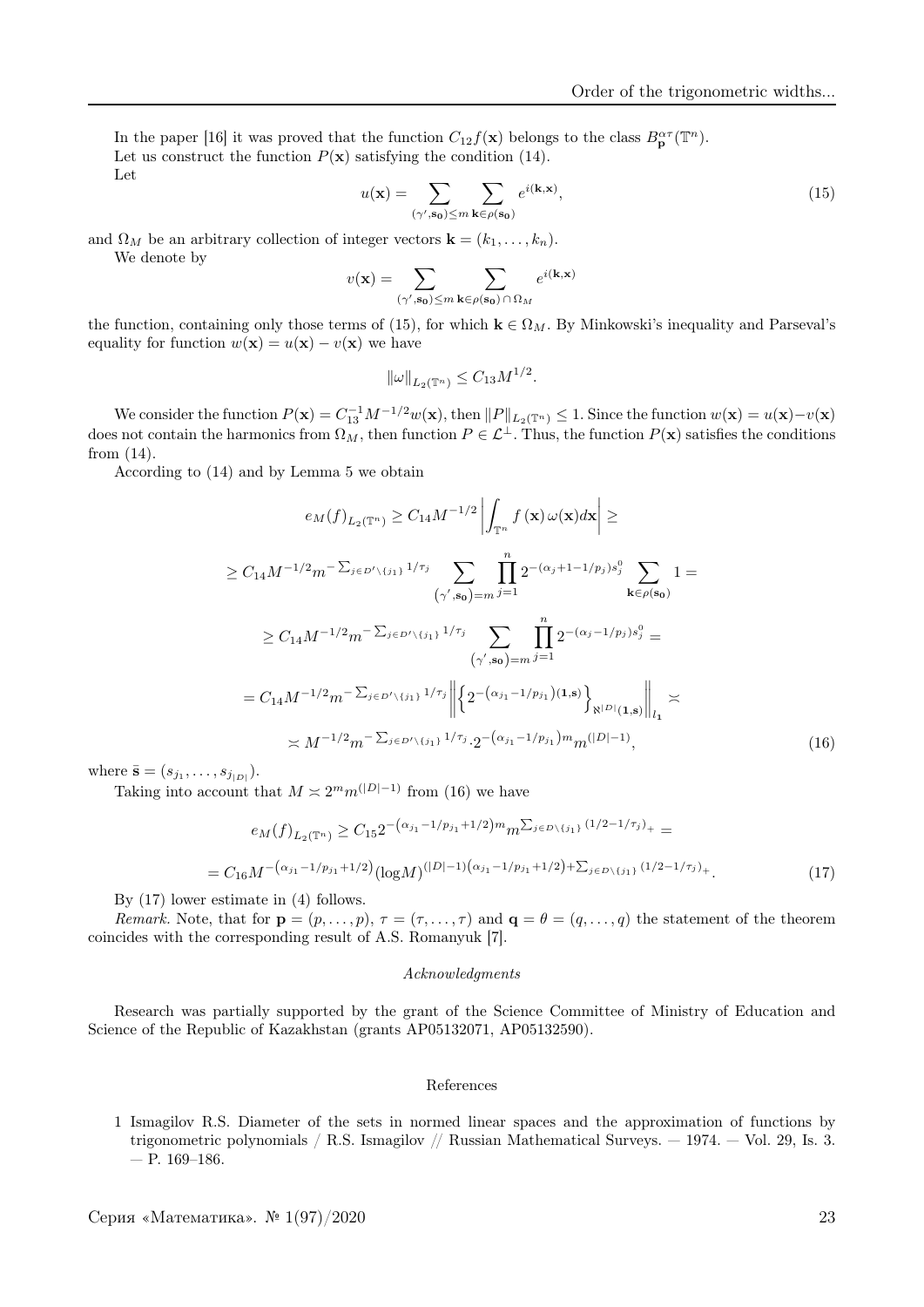In the paper [16] it was proved that the function $C_{12}f(\mathbf{x})$ belongs to the class $B^{\alpha\tau}_{\mathbf{p}}(\mathbb{T}^n)$.

Let us construct the function $P(\mathbf{x})$ satisfying the condition (14).

Let

$$u(\mathbf{x}) = \sum_{(\gamma',\mathbf{s_0})\leq m}\ \sum_{\mathbf{k}\in\rho(\mathbf{s_0})} e^{i(\mathbf{k},\mathbf{x})}, \tag{15}$$

and $\Omega_M$ be an arbitrary collection of integer vectors $\mathbf{k} = (k_1,\ldots,k_n)$.

We denote by

$$v(\mathbf{x}) = \sum_{(\gamma',\mathbf{s_0})\leq m}\ \sum_{\mathbf{k}\in\rho(\mathbf{s_0})\cap\Omega_M} e^{i(\mathbf{k},\mathbf{x})}$$

the function, containing only those terms of (15), for which $\mathbf{k}\in\Omega_M$. By Minkowski's inequality and Parseval's equality for function $w(\mathbf{x}) = u(\mathbf{x}) - v(\mathbf{x})$ we have

$$\|\omega\|_{L_2(\mathbb{T}^n)} \leq C_{13}M^{1/2}.$$

We consider the function $P(\mathbf{x}) = C_{13}^{-1}M^{-1/2}w(\mathbf{x})$, then $\|P\|_{L_2(\mathbb{T}^n)} \leq 1$. Since the function $w(\mathbf{x}) = u(\mathbf{x}) - v(\mathbf{x})$ does not contain the harmonics from $\Omega_M$, then function $P\in\mathcal{L}^{\perp}$. Thus, the function $P(\mathbf{x})$ satisfies the conditions from (14).

According to (14) and by Lemma 5 we obtain

$$e_M(f)_{L_2(\mathbb{T}^n)} \geq C_{14}M^{-1/2}\left|\int_{\mathbb{T}^n} f(\mathbf{x})\,\omega(\mathbf{x})d\mathbf{x}\right| \geq$$

$$\geq C_{14}M^{-1/2}m^{-\sum_{j\in D'\setminus\{j_1\}}1/\tau_j}\sum_{(\gamma',\mathbf{s_0})=m}\prod_{j=1}^{n}2^{-(\alpha_j+1-1/p_j)s_j^0}\sum_{\mathbf{k}\in\rho(\mathbf{s_0})}1 =$$

$$\geq C_{14}M^{-1/2}m^{-\sum_{j\in D'\setminus\{j_1\}}1/\tau_j}\sum_{(\gamma',\mathbf{s_0})=m}\prod_{j=1}^{n}2^{-(\alpha_j-1/p_j)s_j^0} =$$

$$= C_{14}M^{-1/2}m^{-\sum_{j\in D'\setminus\{j_1\}}1/\tau_j}\left\|\left\{2^{-\left(\alpha_{j_1}-1/p_{j_1}\right)(\mathbf{1},\mathbf{s})}\right\}_{\aleph^{|D|}(\mathbf{1},\mathbf{s})}\right\|_{l_1} \asymp$$

$$\asymp M^{-1/2}m^{-\sum_{j\in D'\setminus\{j_1\}}1/\tau_j}\cdot 2^{-\left(\alpha_{j_1}-1/p_{j_1}\right)m}m^{(|D|-1)}, \tag{16}$$

where $\bar{\mathbf{s}} = (s_{j_1},\ldots,s_{j_{|D|}})$.

Taking into account that $M\asymp 2^m m^{(|D|-1)}$ from (16) we have

$$e_M(f)_{L_2(\mathbb{T}^n)} \geq C_{15}2^{-\left(\alpha_{j_1}-1/p_{j_1}+1/2\right)m}m^{\sum_{j\in D\setminus\{j_1\}}(1/2-1/\tau_j)_+} =$$

$$= C_{16}M^{-\left(\alpha_{j_1}-1/p_{j_1}+1/2\right)}(\log M)^{(|D|-1)\left(\alpha_{j_1}-1/p_{j_1}+1/2\right)+\sum_{j\in D\setminus\{j_1\}}(1/2-1/\tau_j)_+}. \tag{17}$$

By (17) lower estimate in (4) follows.

*Remark.* Note, that for $\mathbf{p} = (p,\ldots,p)$, $\tau = (\tau,\ldots,\tau)$ and $\mathbf{q} = \theta = (q,\ldots,q)$ the statement of the theorem coincides with the corresponding result of A.S. Romanyuk [7].

*Acknowledgments*

Research was partially supported by the grant of the Science Committee of Ministry of Education and Science of the Republic of Kazakhstan (grants AP05132071, AP05132590).

References

1 Ismagilov R.S. Diameter of the sets in normed linear spaces and the approximation of functions by trigonometric polynomials / R.S. Ismagilov // Russian Mathematical Surveys. — 1974. — Vol. 29, Is. 3. — P. 169–186.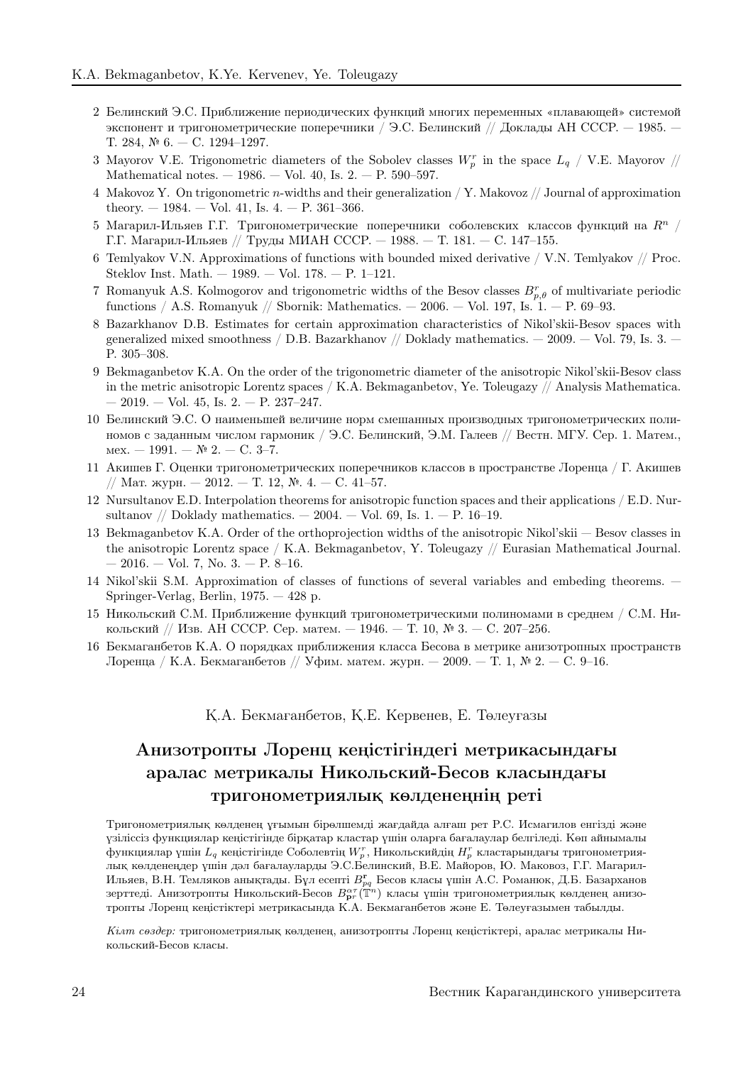2 Белинский Э.С. Приближение периодических функций многих переменных «плавающей» системой экспонент и тригонометрические поперечники / Э.С. Белинский // Доклады АН СССР. — 1985. — Т. 284, № 6. — С. 1294–1297.

3 Mayorov V.E. Trigonometric diameters of the Sobolev classes $W_p^r$ in the space $L_q$ / V.E. Mayorov // Mathematical notes. — 1986. — Vol. 40, Is. 2. — P. 590–597.

4 Makovoz Y. On trigonometric $n$-widths and their generalization / Y. Makovoz // Journal of approximation theory. — 1984. — Vol. 41, Is. 4. — P. 361–366.

5 Магарил-Ильяев Г.Г. Тригонометрические поперечники соболевских классов функций на $R^n$ / Г.Г. Магарил-Ильяев // Труды МИАН СССР. — 1988. — Т. 181. — С. 147–155.

6 Temlyakov V.N. Approximations of functions with bounded mixed derivative / V.N. Temlyakov // Proc. Steklov Inst. Math. — 1989. — Vol. 178. — P. 1–121.

7 Romanyuk A.S. Kolmogorov and trigonometric widths of the Besov classes $B_{p,\theta}^r$ of multivariate periodic functions / A.S. Romanyuk // Sbornik: Mathematics. — 2006. — Vol. 197, Is. 1. — P. 69–93.

8 Bazarkhanov D.B. Estimates for certain approximation characteristics of Nikol'skii-Besov spaces with generalized mixed smoothness / D.B. Bazarkhanov // Doklady mathematics. — 2009. — Vol. 79, Is. 3. — P. 305–308.

9 Bekmaganbetov K.A. On the order of the trigonometric diameter of the anisotropic Nikol'skii-Besov class in the metric anisotropic Lorentz spaces / K.A. Bekmaganbetov, Ye. Toleugazy // Analysis Mathematica. — 2019. — Vol. 45, Is. 2. — P. 237–247.

10 Белинский Э.С. О наименьшей величине норм смешанных производных тригонометрических полиномов с заданным числом гармоник / Э.С. Белинский, Э.М. Галеев // Вестн. МГУ. Сер. 1. Матем., мех. — 1991. — № 2. — С. 3–7.

11 Акишев Г. Оценки тригонометрических поперечников классов в пространстве Лоренца / Г. Акишев // Мат. журн. — 2012. — Т. 12, №. 4. — С. 41–57.

12 Nursultanov E.D. Interpolation theorems for anisotropic function spaces and their applications / E.D. Nursultanov // Doklady mathematics. — 2004. — Vol. 69, Is. 1. — P. 16–19.

13 Bekmaganbetov K.A. Order of the orthoprojection widths of the anisotropic Nikol'skii — Besov classes in the anisotropic Lorentz space / K.A. Bekmaganbetov, Y. Toleugazy // Eurasian Mathematical Journal. — 2016. — Vol. 7, No. 3. — P. 8–16.

14 Nikol'skii S.M. Approximation of classes of functions of several variables and embeding theorems. — Springer-Verlag, Berlin, 1975. — 428 p.

15 Никольский С.М. Приближение функций тригонометрическими полиномами в среднем / С.М. Никольский // Изв. АН СССР. Сер. матем. — 1946. — Т. 10, № 3. — С. 207–256.

16 Бекмаганбетов К.А. О порядках приближения класса Бесова в метрике анизотропных пространств Лоренца / К.А. Бекмаганбетов // Уфим. матем. журн. — 2009. — Т. 1, № 2. — С. 9–16.

Қ.А. Бекмағанбетов, Қ.Е. Кервенев, Е. Төлеуғазы

## Анизотропты Лоренц кеңістігіндегі метрикасындағы аралас метрикалы Никольский-Бесов класындағы тригонометриялық көлденеңнің реті

Тригонометриялық көлденең ұғымын бірөлшемді жағдайда алғаш рет Р.С. Исмагилов енгізді және үзіліссіз функциялар кеңістігінде бірқатар кластар үшін оларға бағалаулар белгіледі. Көп айнымалы функциялар үшін $L_q$ кеңістігінде Соболевтің $W_p^r$, Никольскийдің $H_p^r$ кластарындағы тригонометриялық көлденеңдер үшін дәл бағалауларды Э.С.Белинский, В.Е. Майоров, Ю. Маковоз, Г.Г. Магарил-Ильяев, В.Н. Темляков анықтады. Бұл есепті $B_{pq}^{\mathbf{r}}$ Бесов класы үшін А.С. Романюк, Д.Б. Базарханов зерттеді. Анизотропты Никольский-Бесов $B_{\mathbf{p}r}^{\alpha\tau}(\mathbb{T}^n)$ класы үшін тригонометриялық көлденең анизотропты Лоренц кеңістіктері метрикасында К.А. Бекмаганбетов және Е. Төлеуғазымен табылды.

*Кілт сөздер:* тригонометриялық көлденең, анизотропты Лоренц кеңістіктері, аралас метрикалы Никольский-Бесов класы.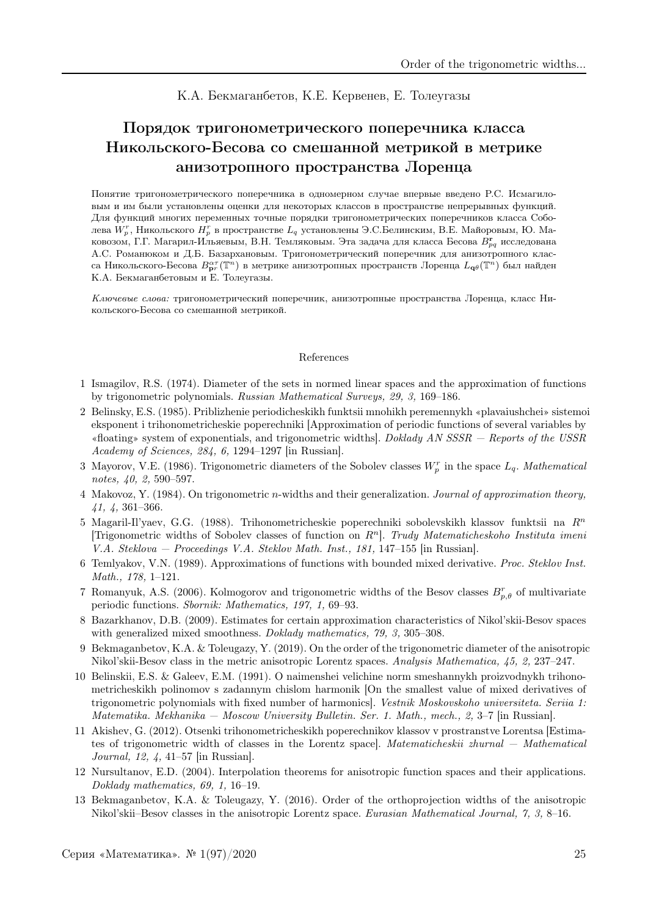К.А. Бекмаганбетов, К.Е. Кервенев, Е. Толеугазы

# Порядок тригонометрического поперечника класса Никольского-Бесова со смешанной метрикой в метрике анизотропного пространства Лоренца

Понятие тригонометрического поперечника в одномерном случае впервые введено Р.С. Исмагиловым и им были установлены оценки для некоторых классов в пространстве непрерывных функций. Для функций многих переменных точные порядки тригонометрических поперечников класса Соболева $W_p^r$, Никольского $H_p^r$ в пространстве $L_q$ установлены Э.С.Белинским, В.Е. Майоровым, Ю. Маковозом, Г.Г. Магарил-Ильяевым, В.Н. Темляковым. Эта задача для класса Бесова $B_{pq}^{\mathbf{r}}$ исследована А.С. Романюком и Д.Б. Базархановым. Тригонометрический поперечник для анизотропного класса Никольского-Бесова $B_{\mathbf{p}r}^{\alpha\tau}(\mathbb{T}^n)$ в метрике анизотропных пространств Лоренца $L_{\mathbf{q}\theta}(\mathbb{T}^n)$ был найден К.А. Бекмаганбетовым и Е. Толеугазы.

*Ключевые слова:* тригонометрический поперечник, анизотропные пространства Лоренца, класс Никольского-Бесова со смешанной метрикой.

## References

1. Ismagilov, R.S. (1974). Diameter of the sets in normed linear spaces and the approximation of functions by trigonometric polynomials. *Russian Mathematical Surveys, 29, 3,* 169–186.
2. Belinsky, E.S. (1985). Priblizhenie periodicheskikh funktsii mnohikh peremennykh «plavaiushchei» sistemoi eksponent i trihonometricheskie poperechniki [Approximation of periodic functions of several variables by «floating» system of exponentials, and trigonometric widths]. *Doklady AN SSSR — Reports of the USSR Academy of Sciences, 284, 6,* 1294–1297 [in Russian].
3. Mayorov, V.E. (1986). Trigonometric diameters of the Sobolev classes $W_p^r$ in the space $L_q$. *Mathematical notes, 40, 2,* 590–597.
4. Makovoz, Y. (1984). On trigonometric $n$-widths and their generalization. *Journal of approximation theory, 41, 4,* 361–366.
5. Magaril-Il'yaev, G.G. (1988). Trihonometricheskie poperechniki sobolevskikh klassov funktsii na $R^n$ [Trigonometric widths of Sobolev classes of function on $R^n$]. *Trudy Matematicheskoho Instituta imeni V.A. Steklova — Proceedings V.A. Steklov Math. Inst., 181,* 147–155 [in Russian].
6. Temlyakov, V.N. (1989). Approximations of functions with bounded mixed derivative. *Proc. Steklov Inst. Math., 178,* 1–121.
7. Romanyuk, A.S. (2006). Kolmogorov and trigonometric widths of the Besov classes $B_{p,\theta}^r$ of multivariate periodic functions. *Sbornik: Mathematics, 197, 1,* 69–93.
8. Bazarkhanov, D.B. (2009). Estimates for certain approximation characteristics of Nikol'skii-Besov spaces with generalized mixed smoothness. *Doklady mathematics, 79, 3,* 305–308.
9. Bekmaganbetov, K.A. & Toleugazy, Y. (2019). On the order of the trigonometric diameter of the anisotropic Nikol'skii-Besov class in the metric anisotropic Lorentz spaces. *Analysis Mathematica, 45, 2,* 237–247.
10. Belinskii, E.S. & Galeev, E.M. (1991). O naimenshei velichine norm smeshannykh proizvodnykh trihonometricheskikh polinomov s zadannym chislom harmonik [On the smallest value of mixed derivatives of trigonometric polynomials with fixed number of harmonics]. *Vestnik Moskovskoho universiteta. Seriia 1: Matematika. Mekhanika — Moscow University Bulletin. Ser. 1. Math., mech., 2,* 3–7 [in Russian].
11. Akishev, G. (2012). Otsenki trihonometricheskikh poperechnikov klassov v prostranstve Lorentsa [Estimates of trigonometric width of classes in the Lorentz space]. *Matematicheskii zhurnal — Mathematical Journal, 12, 4,* 41–57 [in Russian].
12. Nursultanov, E.D. (2004). Interpolation theorems for anisotropic function spaces and their applications. *Doklady mathematics, 69, 1,* 16–19.
13. Bekmaganbetov, K.A. & Toleugazy, Y. (2016). Order of the orthoprojection widths of the anisotropic Nikol'skii–Besov classes in the anisotropic Lorentz space. *Eurasian Mathematical Journal, 7, 3,* 8–16.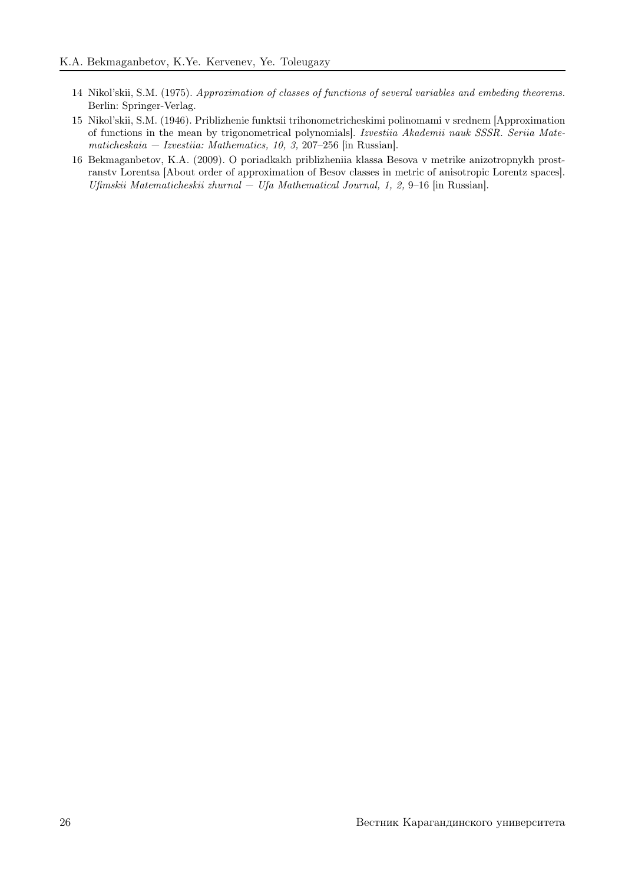14 Nikol'skii, S.M. (1975). *Approximation of classes of functions of several variables and embeding theorems.* Berlin: Springer-Verlag.

15 Nikol'skii, S.M. (1946). Priblizhenie funktsii trihonometricheskimi polinomami v srednem [Approximation of functions in the mean by trigonometrical polynomials]. *Izvestiia Akademii nauk SSSR. Seriia Matematicheskaia — Izvestiia: Mathematics, 10, 3,* 207–256 [in Russian].

16 Bekmaganbetov, K.A. (2009). O poriadkakh priblizheniia klassa Besova v metrike anizotropnykh prostranstv Lorentsa [About order of approximation of Besov classes in metric of anisotropic Lorentz spaces]. *Ufimskii Matematicheskii zhurnal — Ufa Mathematical Journal, 1, 2,* 9–16 [in Russian].